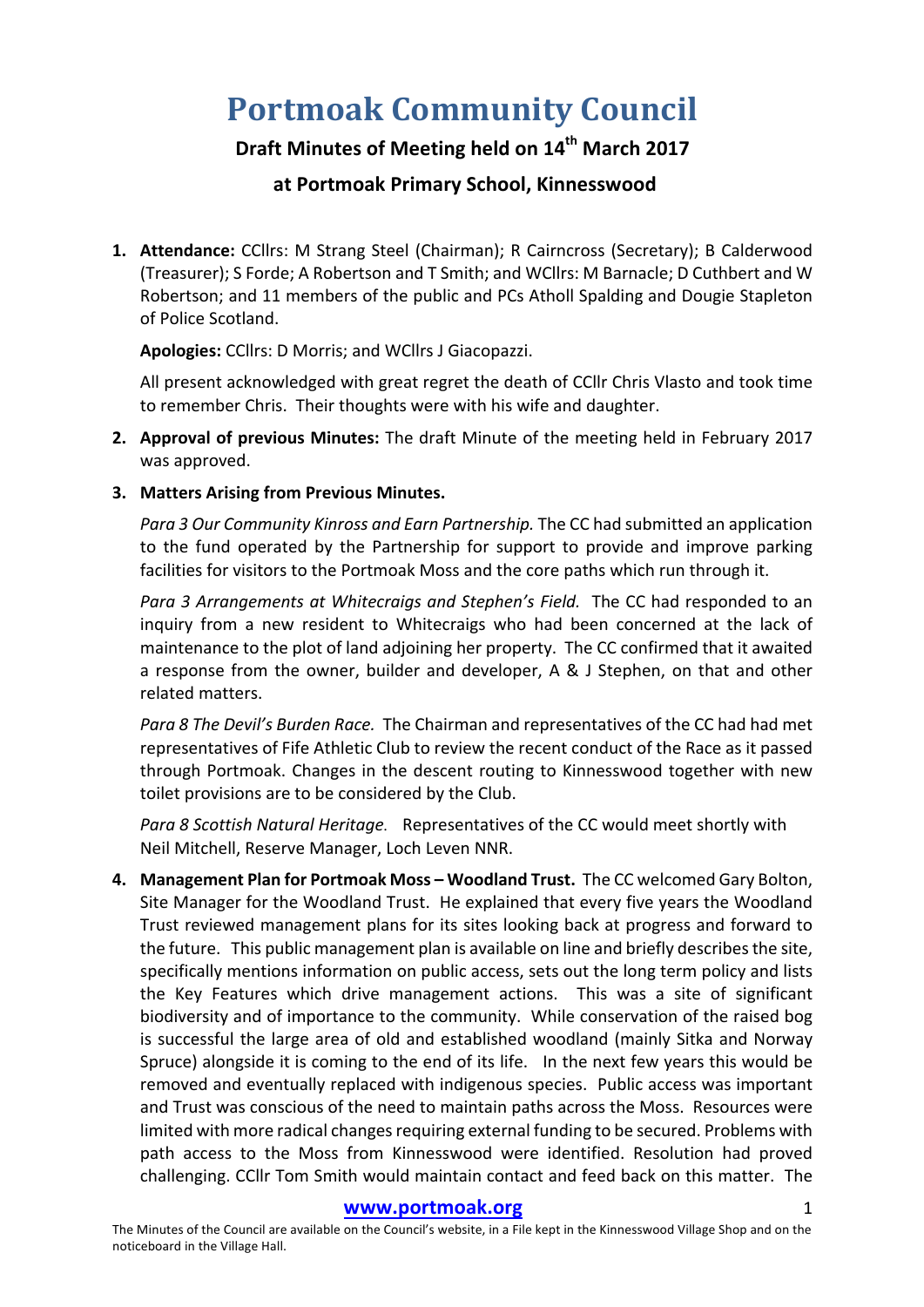# Portmoak Community Council

## Draft Minutes of Meeting held on 14th March 2017

## at Portmoak Primary School, Kinnesswood

1. **Attendance:** CCllrs: M Strang Steel (Chairman); R Cairncross (Secretary); B Calderwood (Treasurer); S Forde; A Robertson and T Smith; and WCllrs: M Barnacle; D Cuthbert and W Robertson; and 11 members of the public and PCs Atholl Spalding and Dougie Stapleton of Police Scotland.

   **Apologies:** CCllrs: D Morris; and WCllrs J Giacopazzi.

   All present acknowledged with great regret the death of CCllr Chris Vlasto and took time to remember Chris. Their thoughts were with his wife and daughter.

2. **Approval of previous Minutes:** The draft Minute of the meeting held in February 2017 was approved.

3. **Matters Arising from Previous Minutes.**

   *Para 3 Our Community Kinross and Earn Partnership.* The CC had submitted an application to the fund operated by the Partnership for support to provide and improve parking facilities for visitors to the Portmoak Moss and the core paths which run through it.

   *Para 3 Arrangements at Whitecraigs and Stephen's Field.* The CC had responded to an inquiry from a new resident to Whitecraigs who had been concerned at the lack of maintenance to the plot of land adjoining her property. The CC confirmed that it awaited a response from the owner, builder and developer, A & J Stephen, on that and other related matters.

   *Para 8 The Devil's Burden Race.* The Chairman and representatives of the CC had had met representatives of Fife Athletic Club to review the recent conduct of the Race as it passed through Portmoak. Changes in the descent routing to Kinnesswood together with new toilet provisions are to be considered by the Club.

   *Para 8 Scottish Natural Heritage.* Representatives of the CC would meet shortly with Neil Mitchell, Reserve Manager, Loch Leven NNR.

4. **Management Plan for Portmoak Moss – Woodland Trust.** The CC welcomed Gary Bolton, Site Manager for the Woodland Trust. He explained that every five years the Woodland Trust reviewed management plans for its sites looking back at progress and forward to the future. This public management plan is available on line and briefly describes the site, specifically mentions information on public access, sets out the long term policy and lists the Key Features which drive management actions. This was a site of significant biodiversity and of importance to the community. While conservation of the raised bog is successful the large area of old and established woodland (mainly Sitka and Norway Spruce) alongside it is coming to the end of its life. In the next few years this would be removed and eventually replaced with indigenous species. Public access was important and Trust was conscious of the need to maintain paths across the Moss. Resources were limited with more radical changes requiring external funding to be secured. Problems with path access to the Moss from Kinnesswood were identified. Resolution had proved challenging. CCllr Tom Smith would maintain contact and feed back on this matter. The

**www.portmoak.org**

The Minutes of the Council are available on the Council's website, in a File kept in the Kinnesswood Village Shop and on the noticeboard in the Village Hall.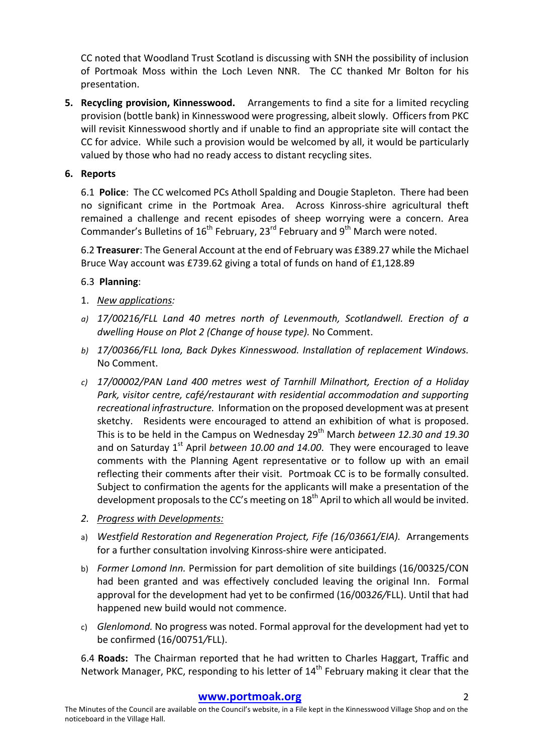CC noted that Woodland Trust Scotland is discussing with SNH the possibility of inclusion of Portmoak Moss within the Loch Leven NNR. The CC thanked Mr Bolton for his presentation.

5. **Recycling provision, Kinnesswood.** Arrangements to find a site for a limited recycling provision (bottle bank) in Kinnesswood were progressing, albeit slowly. Officers from PKC will revisit Kinnesswood shortly and if unable to find an appropriate site will contact the CC for advice. While such a provision would be welcomed by all, it would be particularly valued by those who had no ready access to distant recycling sites.

6. **Reports**

6.1 **Police**: The CC welcomed PCs Atholl Spalding and Dougie Stapleton. There had been no significant crime in the Portmoak Area. Across Kinross-shire agricultural theft remained a challenge and recent episodes of sheep worrying were a concern. Area Commander's Bulletins of 16th February, 23rd February and 9th March were noted.

6.2 **Treasurer**: The General Account at the end of February was £389.27 while the Michael Bruce Way account was £739.62 giving a total of funds on hand of £1,128.89

6.3 **Planning**:

1. *New applications:*

a) *17/00216/FLL Land 40 metres north of Levenmouth, Scotlandwell. Erection of a dwelling House on Plot 2 (Change of house type).* No Comment.

b) *17/00366/FLL Iona, Back Dykes Kinnesswood. Installation of replacement Windows.* No Comment.

c) *17/00002/PAN Land 400 metres west of Tarnhill Milnathort, Erection of a Holiday Park, visitor centre, café/restaurant with residential accommodation and supporting recreational infrastructure.* Information on the proposed development was at present sketchy. Residents were encouraged to attend an exhibition of what is proposed. This is to be held in the Campus on Wednesday 29th March *between 12.30 and 19.30* and on Saturday 1st April *between 10.00 and 14.00*. They were encouraged to leave comments with the Planning Agent representative or to follow up with an email reflecting their comments after their visit. Portmoak CC is to be formally consulted. Subject to confirmation the agents for the applicants will make a presentation of the development proposals to the CC's meeting on 18th April to which all would be invited.

2. *Progress with Developments:*

a) *Westfield Restoration and Regeneration Project, Fife (16/03661/EIA).* Arrangements for a further consultation involving Kinross-shire were anticipated.

b) *Former Lomond Inn.* Permission for part demolition of site buildings (16/00325/CON had been granted and was effectively concluded leaving the original Inn. Formal approval for the development had yet to be confirmed (16/00326/FLL). Until that had happened new build would not commence.

c) *Glenlomond.* No progress was noted. Formal approval for the development had yet to be confirmed (16/00751/FLL).

6.4 **Roads:** The Chairman reported that he had written to Charles Haggart, Traffic and Network Manager, PKC, responding to his letter of 14th February making it clear that the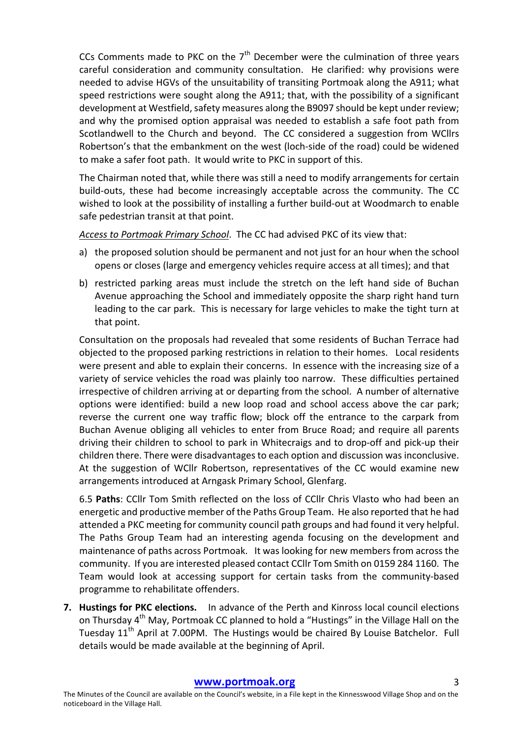CCs Comments made to PKC on the 7th December were the culmination of three years careful consideration and community consultation. He clarified: why provisions were needed to advise HGVs of the unsuitability of transiting Portmoak along the A911; what speed restrictions were sought along the A911; that, with the possibility of a significant development at Westfield, safety measures along the B9097 should be kept under review; and why the promised option appraisal was needed to establish a safe foot path from Scotlandwell to the Church and beyond. The CC considered a suggestion from WCllrs Robertson's that the embankment on the west (loch-side of the road) could be widened to make a safer foot path. It would write to PKC in support of this.

The Chairman noted that, while there was still a need to modify arrangements for certain build-outs, these had become increasingly acceptable across the community. The CC wished to look at the possibility of installing a further build-out at Woodmarch to enable safe pedestrian transit at that point.

*Access to Portmoak Primary School*. The CC had advised PKC of its view that:

a) the proposed solution should be permanent and not just for an hour when the school opens or closes (large and emergency vehicles require access at all times); and that

b) restricted parking areas must include the stretch on the left hand side of Buchan Avenue approaching the School and immediately opposite the sharp right hand turn leading to the car park. This is necessary for large vehicles to make the tight turn at that point.

Consultation on the proposals had revealed that some residents of Buchan Terrace had objected to the proposed parking restrictions in relation to their homes. Local residents were present and able to explain their concerns. In essence with the increasing size of a variety of service vehicles the road was plainly too narrow. These difficulties pertained irrespective of children arriving at or departing from the school. A number of alternative options were identified: build a new loop road and school access above the car park; reverse the current one way traffic flow; block off the entrance to the carpark from Buchan Avenue obliging all vehicles to enter from Bruce Road; and require all parents driving their children to school to park in Whitecraigs and to drop-off and pick-up their children there. There were disadvantages to each option and discussion was inconclusive. At the suggestion of WCllr Robertson, representatives of the CC would examine new arrangements introduced at Arngask Primary School, Glenfarg.

6.5 **Paths**: CCllr Tom Smith reflected on the loss of CCllr Chris Vlasto who had been an energetic and productive member of the Paths Group Team. He also reported that he had attended a PKC meeting for community council path groups and had found it very helpful. The Paths Group Team had an interesting agenda focusing on the development and maintenance of paths across Portmoak. It was looking for new members from across the community. If you are interested pleased contact CCllr Tom Smith on 0159 284 1160. The Team would look at accessing support for certain tasks from the community-based programme to rehabilitate offenders.

7. **Hustings for PKC elections.** In advance of the Perth and Kinross local council elections on Thursday 4th May, Portmoak CC planned to hold a "Hustings" in the Village Hall on the Tuesday 11th April at 7.00PM. The Hustings would be chaired By Louise Batchelor. Full details would be made available at the beginning of April.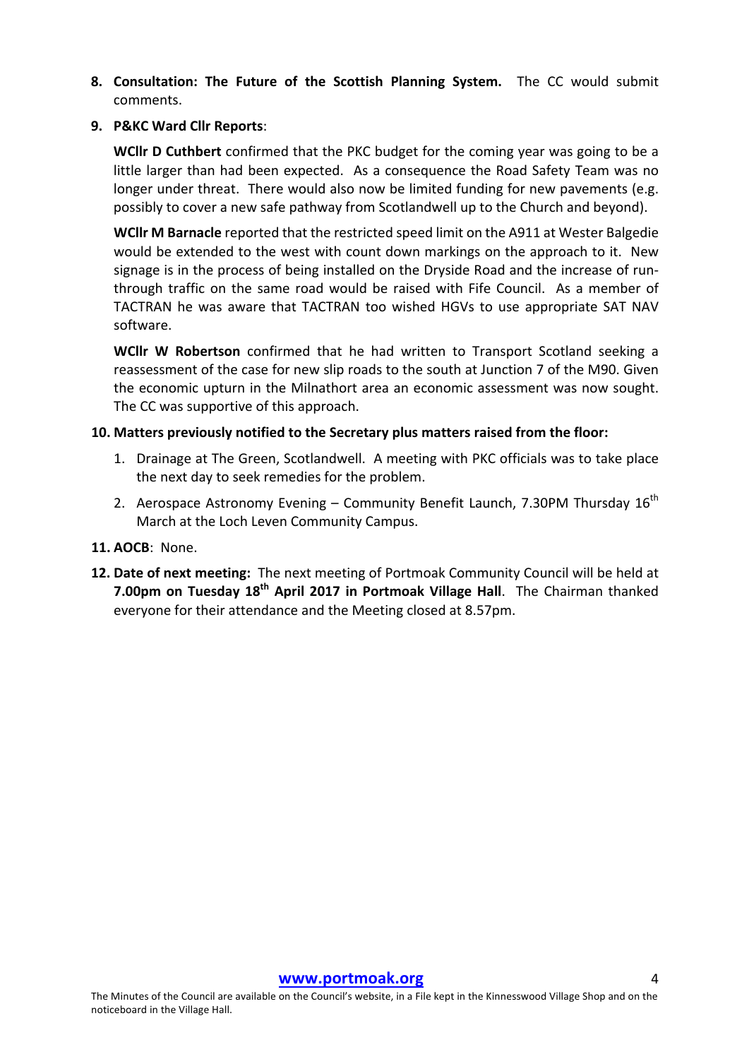8. **Consultation: The Future of the Scottish Planning System.** The CC would submit comments.

9. **P&KC Ward Cllr Reports**:

   **WCllr D Cuthbert** confirmed that the PKC budget for the coming year was going to be a little larger than had been expected. As a consequence the Road Safety Team was no longer under threat. There would also now be limited funding for new pavements (e.g. possibly to cover a new safe pathway from Scotlandwell up to the Church and beyond).

   **WCllr M Barnacle** reported that the restricted speed limit on the A911 at Wester Balgedie would be extended to the west with count down markings on the approach to it. New signage is in the process of being installed on the Dryside Road and the increase of run-through traffic on the same road would be raised with Fife Council. As a member of TACTRAN he was aware that TACTRAN too wished HGVs to use appropriate SAT NAV software.

   **WCllr W Robertson** confirmed that he had written to Transport Scotland seeking a reassessment of the case for new slip roads to the south at Junction 7 of the M90. Given the economic upturn in the Milnathort area an economic assessment was now sought. The CC was supportive of this approach.

10. **Matters previously notified to the Secretary plus matters raised from the floor:**

    1. Drainage at The Green, Scotlandwell. A meeting with PKC officials was to take place the next day to seek remedies for the problem.
    2. Aerospace Astronomy Evening – Community Benefit Launch, 7.30PM Thursday 16th March at the Loch Leven Community Campus.

11. **AOCB**: None.

12. **Date of next meeting:** The next meeting of Portmoak Community Council will be held at **7.00pm on Tuesday 18th April 2017 in Portmoak Village Hall**. The Chairman thanked everyone for their attendance and the Meeting closed at 8.57pm.

**www.portmoak.org**

The Minutes of the Council are available on the Council's website, in a File kept in the Kinnesswood Village Shop and on the noticeboard in the Village Hall.